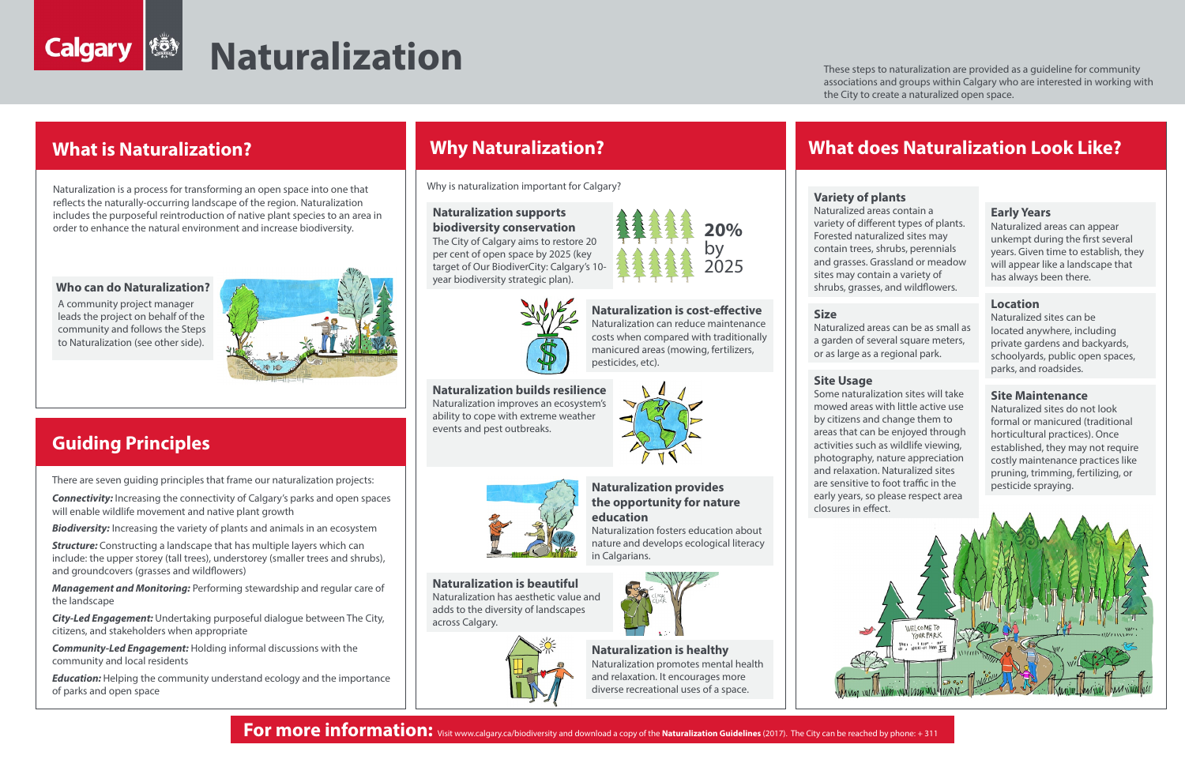# Naturalization

These steps to naturalization are provided as a guideline for community associations and groups within Calgary who are interested in working with the City to create a naturalized open space.

## What is Naturalization?

Naturalization is a process for transforming an open space into one that reflects the naturally-occurring landscape of the region. Naturalization includes the purposeful reintroduction of native plant species to an area in order to enhance the natural environment and increase biodiversity.

### Who can do Naturalization?

A community project manager leads the project on behalf of the community and follows the Steps to Naturalization (see other side).

## Guiding Principles

There are seven guiding principles that frame our naturalization projects:

***Connectivity:*** Increasing the connectivity of Calgary's parks and open spaces will enable wildlife movement and native plant growth

***Biodiversity:*** Increasing the variety of plants and animals in an ecosystem

***Structure:*** Constructing a landscape that has multiple layers which can include: the upper storey (tall trees), understorey (smaller trees and shrubs), and groundcovers (grasses and wildflowers)

***Management and Monitoring:*** Performing stewardship and regular care of the landscape

***City-Led Engagement:*** Undertaking purposeful dialogue between The City, citizens, and stakeholders when appropriate

***Community-Led Engagement:*** Holding informal discussions with the community and local residents

***Education:*** Helping the community understand ecology and the importance of parks and open space

## Why Naturalization?

Why is naturalization important for Calgary?

### Naturalization supports biodiversity conservation

The City of Calgary aims to restore 20 per cent of open space by 2025 (key target of Our BiodiverCity: Calgary's 10-year biodiversity strategic plan).

**20%** by 2025

### Naturalization is cost-effective

Naturalization can reduce maintenance costs when compared with traditionally manicured areas (mowing, fertilizers, pesticides, etc).

### Naturalization builds resilience

Naturalization improves an ecosystem's ability to cope with extreme weather events and pest outbreaks.

### Naturalization provides the opportunity for nature education

Naturalization fosters education about nature and develops ecological literacy in Calgarians.

### Naturalization is beautiful

Naturalization has aesthetic value and adds to the diversity of landscapes across Calgary.

### Naturalization is healthy

Naturalization promotes mental health and relaxation. It encourages more diverse recreational uses of a space.

## What does Naturalization Look Like?

### Variety of plants

Naturalized areas contain a variety of different types of plants. Forested naturalized sites may contain trees, shrubs, perennials and grasses. Grassland or meadow sites may contain a variety of shrubs, grasses, and wildflowers.

### Size

Naturalized areas can be as small as a garden of several square meters, or as large as a regional park.

### Site Usage

Some naturalization sites will take mowed areas with little active use by citizens and change them to areas that can be enjoyed through activities such as wildlife viewing, photography, nature appreciation and relaxation. Naturalized sites are sensitive to foot traffic in the early years, so please respect area closures in effect.

### Early Years

Naturalized areas can appear unkempt during the first several years. Given time to establish, they will appear like a landscape that has always been there.

### Location

Naturalized sites can be located anywhere, including private gardens and backyards, schoolyards, public open spaces, parks, and roadsides.

### Site Maintenance

Naturalized sites do not look formal or manicured (traditional horticultural practices). Once established, they may not require costly maintenance practices like pruning, trimming, fertilizing, or pesticide spraying.

**For more information:** Visit www.calgary.ca/biodiversity and download a copy of the **Naturalization Guidelines** (2017). The City can be reached by phone: + 311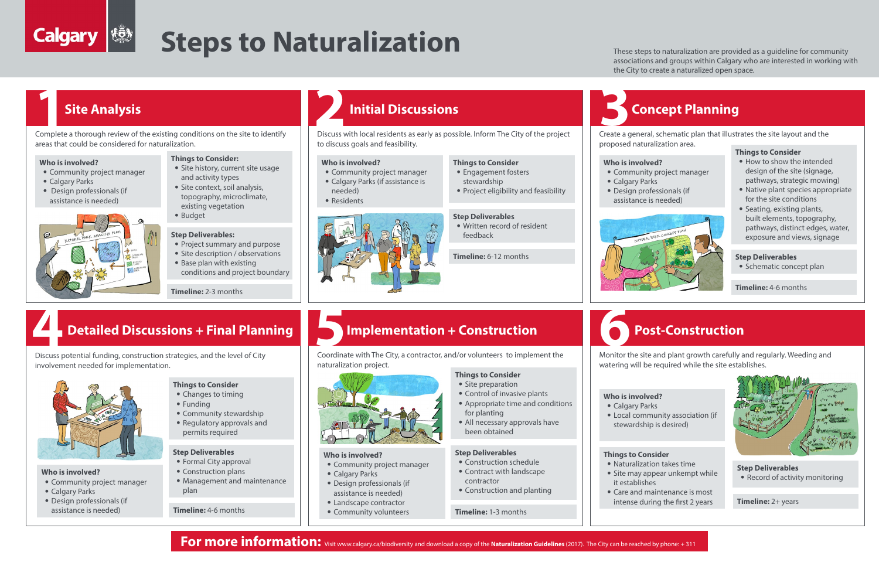# Steps to Naturalization

These steps to naturalization are provided as a guideline for community associations and groups within Calgary who are interested in working with the City to create a naturalized open space.

## 1 Site Analysis

Complete a thorough review of the existing conditions on the site to identify areas that could be considered for naturalization.

**Who is involved?**

- Community project manager
- Calgary Parks
- Design professionals (if assistance is needed)

**Things to Consider:**

- Site history, current site usage and activity types
- Site context, soil analysis, topography, microclimate, existing vegetation
- Budget

**Step Deliverables:**

- Project summary and purpose
- Site description / observations
- Base plan with existing conditions and project boundary

**Timeline:** 2-3 months

## 2 Initial Discussions

Discuss with local residents as early as possible. Inform The City of the project to discuss goals and feasibility.

**Who is involved?**

- Community project manager
- Calgary Parks (if assistance is needed)
- Residents

**Things to Consider**

- Engagement fosters stewardship
- Project eligibility and feasibility

**Step Deliverables**

- Written record of resident feedback

**Timeline:** 6-12 months

## 3 Concept Planning

Create a general, schematic plan that illustrates the site layout and the proposed naturalization area.

**Who is involved?**

- Community project manager
- Calgary Parks
- Design professionals (if assistance is needed)

**Things to Consider**

- How to show the intended design of the site (signage, pathways, strategic mowing)
- Native plant species appropriate for the site conditions
- Seating, existing plants, built elements, topography, pathways, distinct edges, water, exposure and views, signage

**Step Deliverables**

- Schematic concept plan

**Timeline:** 4-6 months

## 4 Detailed Discussions + Final Planning

Discuss potential funding, construction strategies, and the level of City involvement needed for implementation.

**Things to Consider**

- Changes to timing
- Funding
- Community stewardship
- Regulatory approvals and permits required

**Who is involved?**

- Community project manager
- Calgary Parks
- Design professionals (if assistance is needed)

**Step Deliverables**

- Formal City approval
- Construction plans
- Management and maintenance plan

**Timeline:** 4-6 months

## 5 Implementation + Construction

Coordinate with The City, a contractor, and/or volunteers to implement the naturalization project.

**Things to Consider**

- Site preparation
- Control of invasive plants
- Appropriate time and conditions for planting
- All necessary approvals have been obtained

**Who is involved?**

- Community project manager
- Calgary Parks
- Design professionals (if assistance is needed)
- Landscape contractor
- Community volunteers

**Step Deliverables**

- Construction schedule
- Contract with landscape contractor
- Construction and planting

**Timeline:** 1-3 months

## 6 Post-Construction

Monitor the site and plant growth carefully and regularly. Weeding and watering will be required while the site establishes.

**Who is involved?**

- Calgary Parks
- Local community association (if stewardship is desired)

**Things to Consider**

- Naturalization takes time
- Site may appear unkempt while it establishes
- Care and maintenance is most intense during the first 2 years

**Step Deliverables**

- Record of activity monitoring

**Timeline:** 2+ years

**For more information:** Visit www.calgary.ca/biodiversity and download a copy of the **Naturalization Guidelines** (2017). The City can be reached by phone: + 311